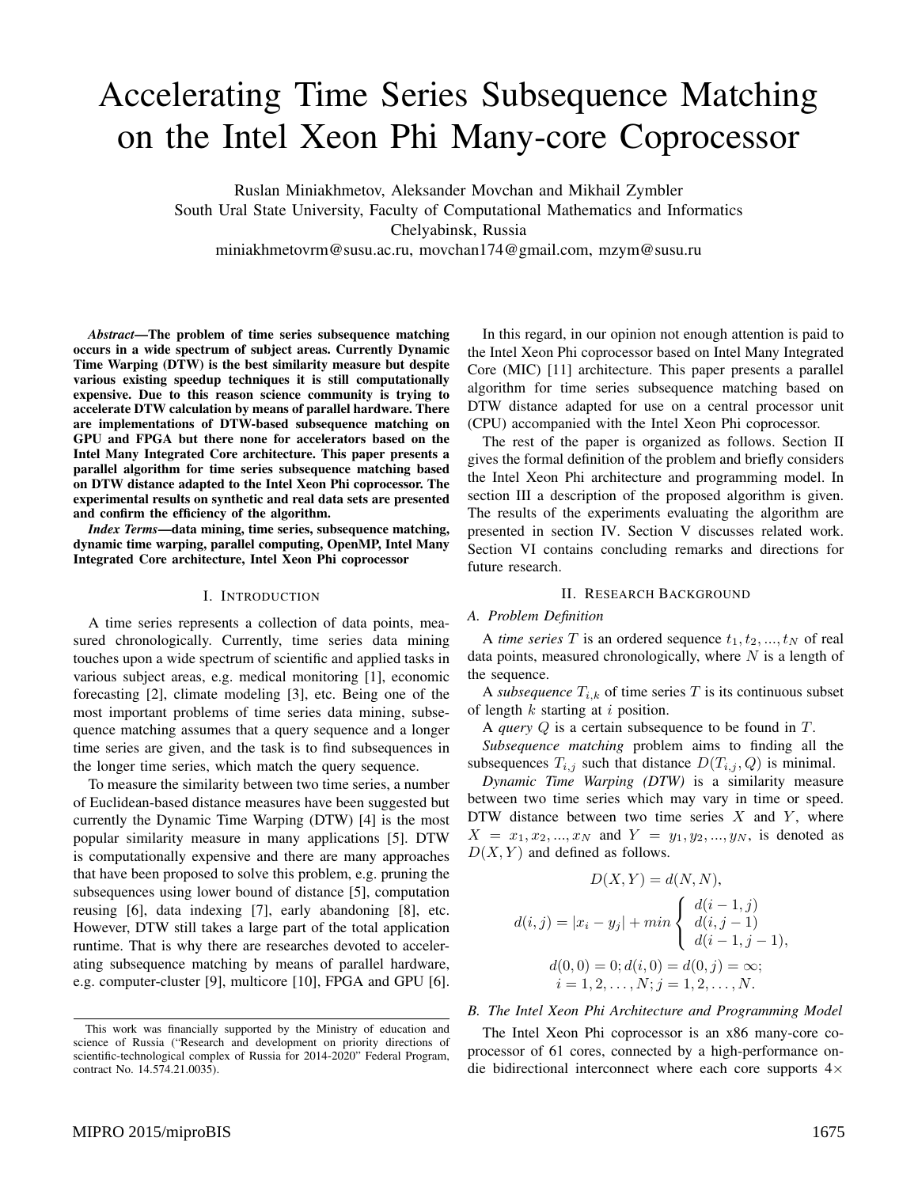# Accelerating Time Series Subsequence Matching on the Intel Xeon Phi Many-core Coprocessor

Ruslan Miniakhmetov, Aleksander Movchan and Mikhail Zymbler
South Ural State University, Faculty of Computational Mathematics and Informatics
Chelyabinsk, Russia
miniakhmetovrm@susu.ac.ru, movchan174@gmail.com, mzym@susu.ru

***Abstract*—The problem of time series subsequence matching occurs in a wide spectrum of subject areas. Currently Dynamic Time Warping (DTW) is the best similarity measure but despite various existing speedup techniques it is still computationally expensive. Due to this reason science community is trying to accelerate DTW calculation by means of parallel hardware. There are implementations of DTW-based subsequence matching on GPU and FPGA but there none for accelerators based on the Intel Many Integrated Core architecture. This paper presents a parallel algorithm for time series subsequence matching based on DTW distance adapted to the Intel Xeon Phi coprocessor. The experimental results on synthetic and real data sets are presented and confirm the efficiency of the algorithm.**

***Index Terms*—data mining, time series, subsequence matching, dynamic time warping, parallel computing, OpenMP, Intel Many Integrated Core architecture, Intel Xeon Phi coprocessor**

## I. Introduction

A time series represents a collection of data points, measured chronologically. Currently, time series data mining touches upon a wide spectrum of scientific and applied tasks in various subject areas, e.g. medical monitoring [1], economic forecasting [2], climate modeling [3], etc. Being one of the most important problems of time series data mining, subsequence matching assumes that a query sequence and a longer time series are given, and the task is to find subsequences in the longer time series, which match the query sequence.

To measure the similarity between two time series, a number of Euclidean-based distance measures have been suggested but currently the Dynamic Time Warping (DTW) [4] is the most popular similarity measure in many applications [5]. DTW is computationally expensive and there are many approaches that have been proposed to solve this problem, e.g. pruning the subsequences using lower bound of distance [5], computation reusing [6], data indexing [7], early abandoning [8], etc. However, DTW still takes a large part of the total application runtime. That is why there are researches devoted to accelerating subsequence matching by means of parallel hardware, e.g. computer-cluster [9], multicore [10], FPGA and GPU [6].

In this regard, in our opinion not enough attention is paid to the Intel Xeon Phi coprocessor based on Intel Many Integrated Core (MIC) [11] architecture. This paper presents a parallel algorithm for time series subsequence matching based on DTW distance adapted for use on a central processor unit (CPU) accompanied with the Intel Xeon Phi coprocessor.

The rest of the paper is organized as follows. Section II gives the formal definition of the problem and briefly considers the Intel Xeon Phi architecture and programming model. In section III a description of the proposed algorithm is given. The results of the experiments evaluating the algorithm are presented in section IV. Section V discusses related work. Section VI contains concluding remarks and directions for future research.

## II. Research Background

### A. Problem Definition

A *time series* $T$ is an ordered sequence $t_1, t_2, ..., t_N$ of real data points, measured chronologically, where $N$ is a length of the sequence.

A *subsequence* $T_{i,k}$ of time series $T$ is its continuous subset of length $k$ starting at $i$ position.

A *query* $Q$ is a certain subsequence to be found in $T$.

*Subsequence matching* problem aims to finding all the subsequences $T_{i,j}$ such that distance $D(T_{i,j}, Q)$ is minimal.

*Dynamic Time Warping (DTW)* is a similarity measure between two time series which may vary in time or speed. DTW distance between two time series $X$ and $Y$, where $X = x_1, x_2, ..., x_N$ and $Y = y_1, y_2, ..., y_N$, is denoted as $D(X,Y)$ and defined as follows.

$$D(X,Y) = d(N,N),$$

$$d(i,j) = |x_i - y_j| + min \begin{cases} d(i-1,j) \\ d(i,j-1) \\ d(i-1,j-1), \end{cases}$$

$$d(0,0) = 0; d(i,0) = d(0,j) = \infty;$$
$$i = 1, 2, \ldots, N; j = 1, 2, \ldots, N.$$

### B. The Intel Xeon Phi Architecture and Programming Model

The Intel Xeon Phi coprocessor is an x86 many-core coprocessor of 61 cores, connected by a high-performance on-die bidirectional interconnect where each core supports 4×

This work was financially supported by the Ministry of education and science of Russia ("Research and development on priority directions of scientific-technological complex of Russia for 2014-2020" Federal Program, contract No. 14.574.21.0035).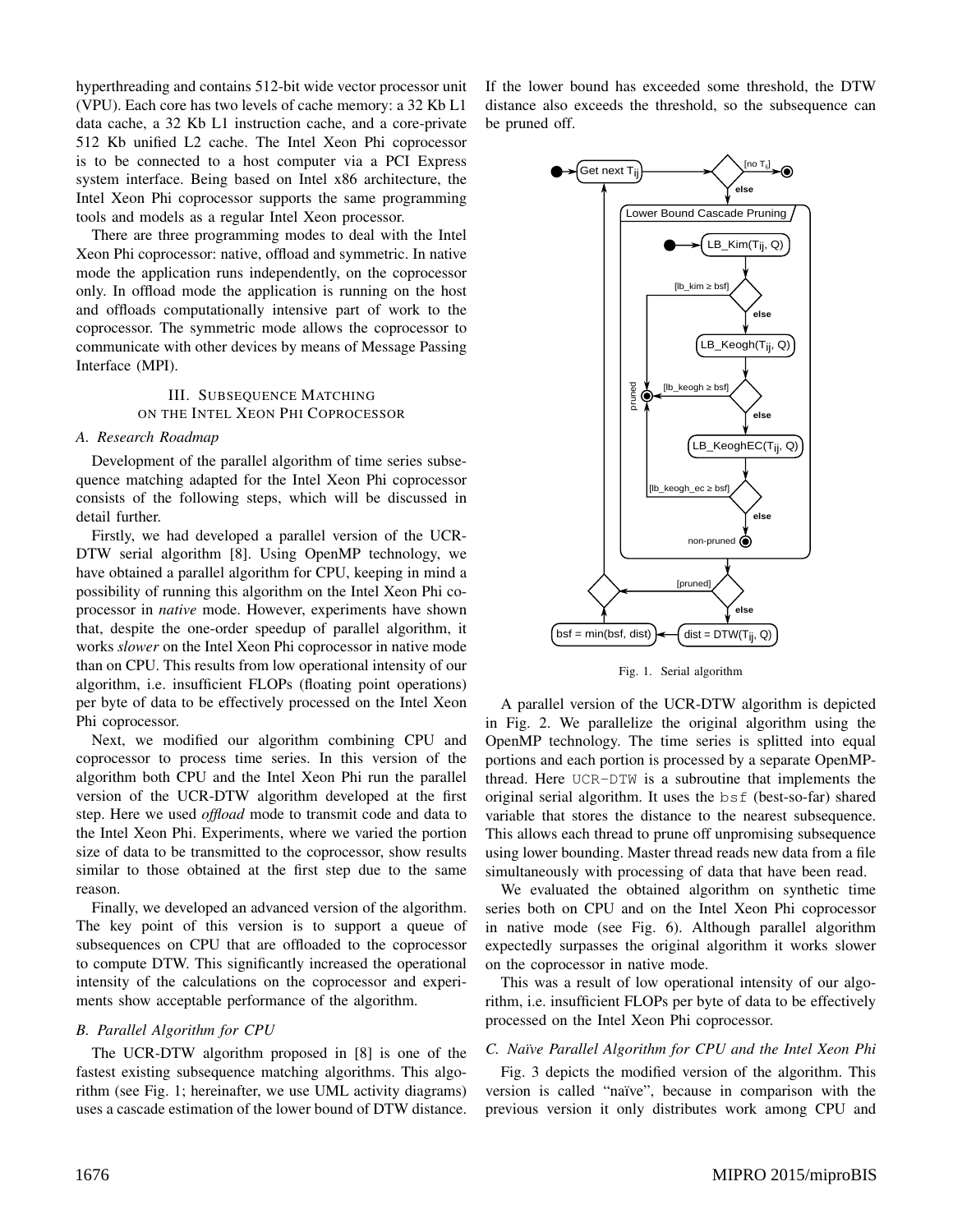hyperthreading and contains 512-bit wide vector processor unit (VPU). Each core has two levels of cache memory: a 32 Kb L1 data cache, a 32 Kb L1 instruction cache, and a core-private 512 Kb unified L2 cache. The Intel Xeon Phi coprocessor is to be connected to a host computer via a PCI Express system interface. Being based on Intel x86 architecture, the Intel Xeon Phi coprocessor supports the same programming tools and models as a regular Intel Xeon processor.

There are three programming modes to deal with the Intel Xeon Phi coprocessor: native, offload and symmetric. In native mode the application runs independently, on the coprocessor only. In offload mode the application is running on the host and offloads computationally intensive part of work to the coprocessor. The symmetric mode allows the coprocessor to communicate with other devices by means of Message Passing Interface (MPI).

## III. Subsequence Matching on the Intel Xeon Phi Coprocessor

### A. Research Roadmap

Development of the parallel algorithm of time series subsequence matching adapted for the Intel Xeon Phi coprocessor consists of the following steps, which will be discussed in detail further.

Firstly, we had developed a parallel version of the UCR-DTW serial algorithm [8]. Using OpenMP technology, we have obtained a parallel algorithm for CPU, keeping in mind a possibility of running this algorithm on the Intel Xeon Phi coprocessor in *native* mode. However, experiments have shown that, despite the one-order speedup of parallel algorithm, it works *slower* on the Intel Xeon Phi coprocessor in native mode than on CPU. This results from low operational intensity of our algorithm, i.e. insufficient FLOPs (floating point operations) per byte of data to be effectively processed on the Intel Xeon Phi coprocessor.

Next, we modified our algorithm combining CPU and coprocessor to process time series. In this version of the algorithm both CPU and the Intel Xeon Phi run the parallel version of the UCR-DTW algorithm developed at the first step. Here we used *offload* mode to transmit code and data to the Intel Xeon Phi. Experiments, where we varied the portion size of data to be transmitted to the coprocessor, show results similar to those obtained at the first step due to the same reason.

Finally, we developed an advanced version of the algorithm. The key point of this version is to support a queue of subsequences on CPU that are offloaded to the coprocessor to compute DTW. This significantly increased the operational intensity of the calculations on the coprocessor and experiments show acceptable performance of the algorithm.

### B. Parallel Algorithm for CPU

The UCR-DTW algorithm proposed in [8] is one of the fastest existing subsequence matching algorithms. This algorithm (see Fig. 1; hereinafter, we use UML activity diagrams) uses a cascade estimation of the lower bound of DTW distance. If the lower bound has exceeded some threshold, the DTW distance also exceeds the threshold, so the subsequence can be pruned off.

Fig. 1. Serial algorithm

A parallel version of the UCR-DTW algorithm is depicted in Fig. 2. We parallelize the original algorithm using the OpenMP technology. The time series is splitted into equal portions and each portion is processed by a separate OpenMP-thread. Here `UCR-DTW` is a subroutine that implements the original serial algorithm. It uses the `bsf` (best-so-far) shared variable that stores the distance to the nearest subsequence. This allows each thread to prune off unpromising subsequence using lower bounding. Master thread reads new data from a file simultaneously with processing of data that have been read.

We evaluated the obtained algorithm on synthetic time series both on CPU and on the Intel Xeon Phi coprocessor in native mode (see Fig. 6). Although parallel algorithm expectedly surpasses the original algorithm it works slower on the coprocessor in native mode.

This was a result of low operational intensity of our algorithm, i.e. insufficient FLOPs per byte of data to be effectively processed on the Intel Xeon Phi coprocessor.

### C. Naïve Parallel Algorithm for CPU and the Intel Xeon Phi

Fig. 3 depicts the modified version of the algorithm. This version is called "naïve", because in comparison with the previous version it only distributes work among CPU and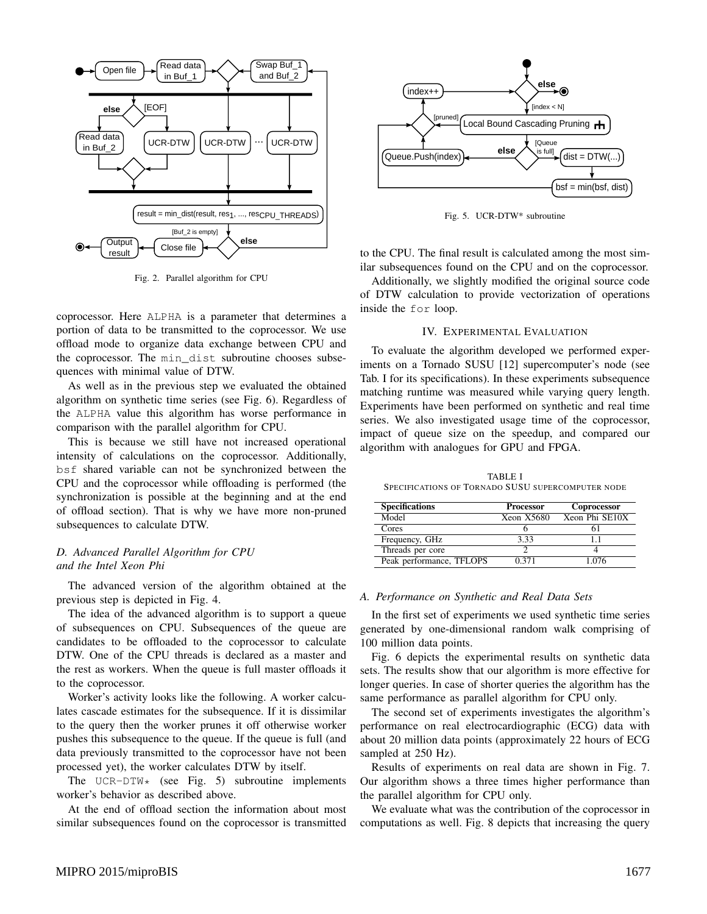Read data in Buf_1

Open file

Swap Buf_1 and Buf_2

else

[EOF]

Read data in Buf_2

UCR-DTW

UCR-DTW

...

UCR-DTW

result = min_dist(result, $res_1$, ..., $res_{CPU\_THREADS}$)

[Buf_2 is empty]

Output result

Close file

else

Fig. 2. Parallel algorithm for CPU

coprocessor. Here ALPHA is a parameter that determines a portion of data to be transmitted to the coprocessor. We use offload mode to organize data exchange between CPU and the coprocessor. The min_dist subroutine chooses subsequences with minimal value of DTW.

As well as in the previous step we evaluated the obtained algorithm on synthetic time series (see Fig. 6). Regardless of the ALPHA value this algorithm has worse performance in comparison with the parallel algorithm for CPU.

This is because we still have not increased operational intensity of calculations on the coprocessor. Additionally, bsf shared variable can not be synchronized between the CPU and the coprocessor while offloading is performed (the synchronization is possible at the beginning and at the end of offload section). That is why we have more non-pruned subsequences to calculate DTW.

### D. Advanced Parallel Algorithm for CPU and the Intel Xeon Phi

The advanced version of the algorithm obtained at the previous step is depicted in Fig. 4.

The idea of the advanced algorithm is to support a queue of subsequences on CPU. Subsequences of the queue are candidates to be offloaded to the coprocessor to calculate DTW. One of the CPU threads is declared as a master and the rest as workers. When the queue is full master offloads it to the coprocessor.

Worker's activity looks like the following. A worker calculates cascade estimates for the subsequence. If it is dissimilar to the query then the worker prunes it off otherwise worker pushes this subsequence to the queue. If the queue is full (and data previously transmitted to the coprocessor have not been processed yet), the worker calculates DTW by itself.

The UCR-DTW* (see Fig. 5) subroutine implements worker's behavior as described above.

At the end of offload section the information about most similar subsequences found on the coprocessor is transmitted to the CPU. The final result is calculated among the most similar subsequences found on the CPU and on the coprocessor.

Additionally, we slightly modified the original source code of DTW calculation to provide vectorization of operations inside the for loop.

else

index++

[index < N]

[pruned]

Local Bound Cascading Pruning

[Queue is full]

else

Queue.Push(index)

dist = DTW(...)

bsf = min(bsf, dist)

Fig. 5. UCR-DTW* subroutine

## IV. Experimental Evaluation

To evaluate the algorithm developed we performed experiments on a Tornado SUSU [12] supercomputer's node (see Tab. I for its specifications). In these experiments subsequence matching runtime was measured while varying query length. Experiments have been performed on synthetic and real time series. We also investigated usage time of the coprocessor, impact of queue size on the speedup, and compared our algorithm with analogues for GPU and FPGA.

TABLE I
Specifications of Tornado SUSU supercomputer node

| Specifications | Processor | Coprocessor |
|---|---|---|
| Model | Xeon X5680 | Xeon Phi SE10X |
| Cores | 6 | 61 |
| Frequency, GHz | 3.33 | 1.1 |
| Threads per core | 2 | 4 |
| Peak performance, TFLOPS | 0.371 | 1.076 |

### A. Performance on Synthetic and Real Data Sets

In the first set of experiments we used synthetic time series generated by one-dimensional random walk comprising of 100 million data points.

Fig. 6 depicts the experimental results on synthetic data sets. The results show that our algorithm is more effective for longer queries. In case of shorter queries the algorithm has the same performance as parallel algorithm for CPU only.

The second set of experiments investigates the algorithm's performance on real electrocardiographic (ECG) data with about 20 million data points (approximately 22 hours of ECG sampled at 250 Hz).

Results of experiments on real data are shown in Fig. 7. Our algorithm shows a three times higher performance than the parallel algorithm for CPU only.

We evaluate what was the contribution of the coprocessor in computations as well. Fig. 8 depicts that increasing the query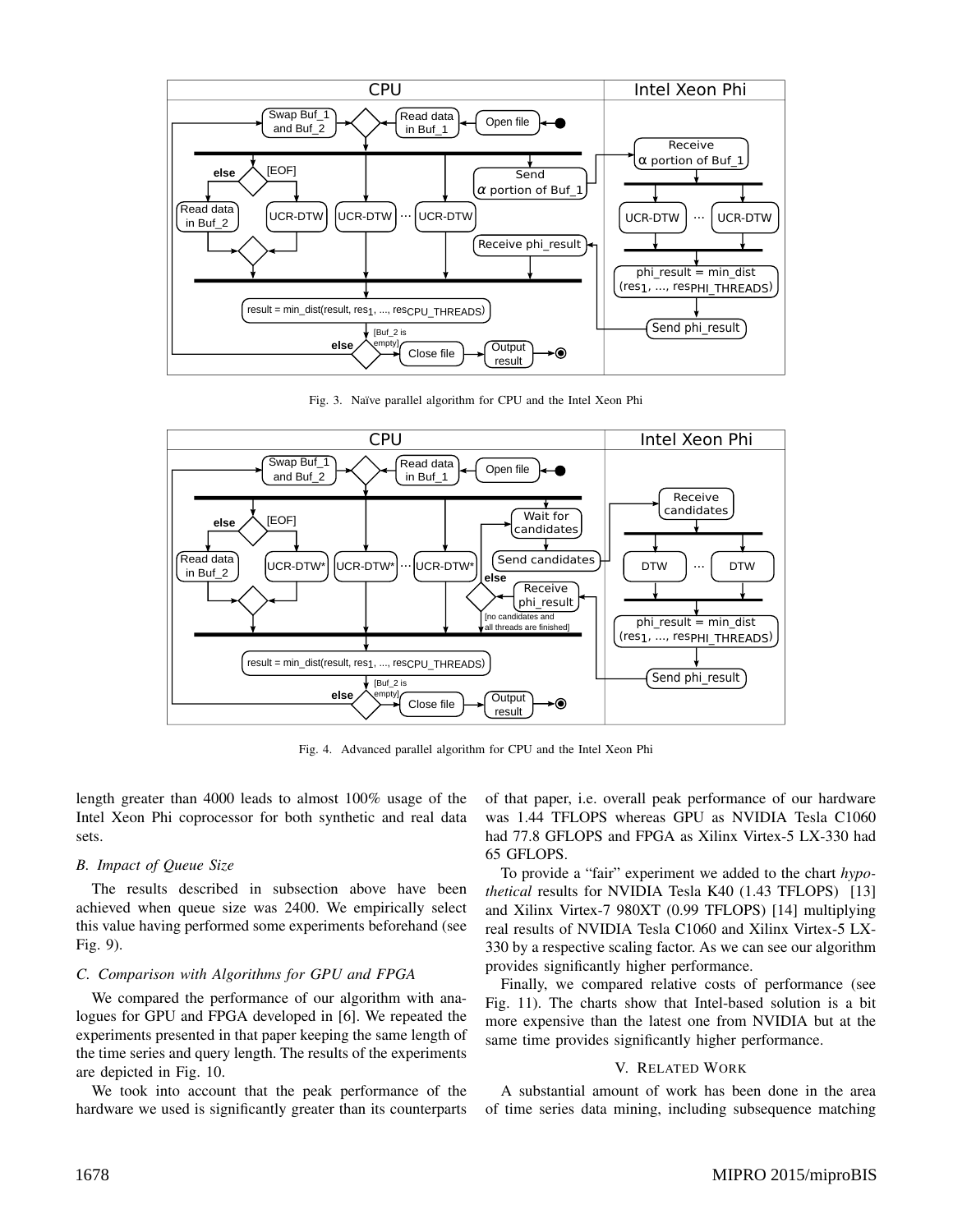Fig. 3. Naïve parallel algorithm for CPU and the Intel Xeon Phi

Fig. 4. Advanced parallel algorithm for CPU and the Intel Xeon Phi

length greater than 4000 leads to almost 100% usage of the Intel Xeon Phi coprocessor for both synthetic and real data sets.

### B. Impact of Queue Size

The results described in subsection above have been achieved when queue size was 2400. We empirically select this value having performed some experiments beforehand (see Fig. 9).

### C. Comparison with Algorithms for GPU and FPGA

We compared the performance of our algorithm with analogues for GPU and FPGA developed in [6]. We repeated the experiments presented in that paper keeping the same length of the time series and query length. The results of the experiments are depicted in Fig. 10.

We took into account that the peak performance of the hardware we used is significantly greater than its counterparts of that paper, i.e. overall peak performance of our hardware was 1.44 TFLOPS whereas GPU as NVIDIA Tesla C1060 had 77.8 GFLOPS and FPGA as Xilinx Virtex-5 LX-330 had 65 GFLOPS.

To provide a "fair" experiment we added to the chart *hypothetical* results for NVIDIA Tesla K40 (1.43 TFLOPS) [13] and Xilinx Virtex-7 980XT (0.99 TFLOPS) [14] multiplying real results of NVIDIA Tesla C1060 and Xilinx Virtex-5 LX-330 by a respective scaling factor. As we can see our algorithm provides significantly higher performance.

Finally, we compared relative costs of performance (see Fig. 11). The charts show that Intel-based solution is a bit more expensive than the latest one from NVIDIA but at the same time provides significantly higher performance.

## V. Related Work

A substantial amount of work has been done in the area of time series data mining, including subsequence matching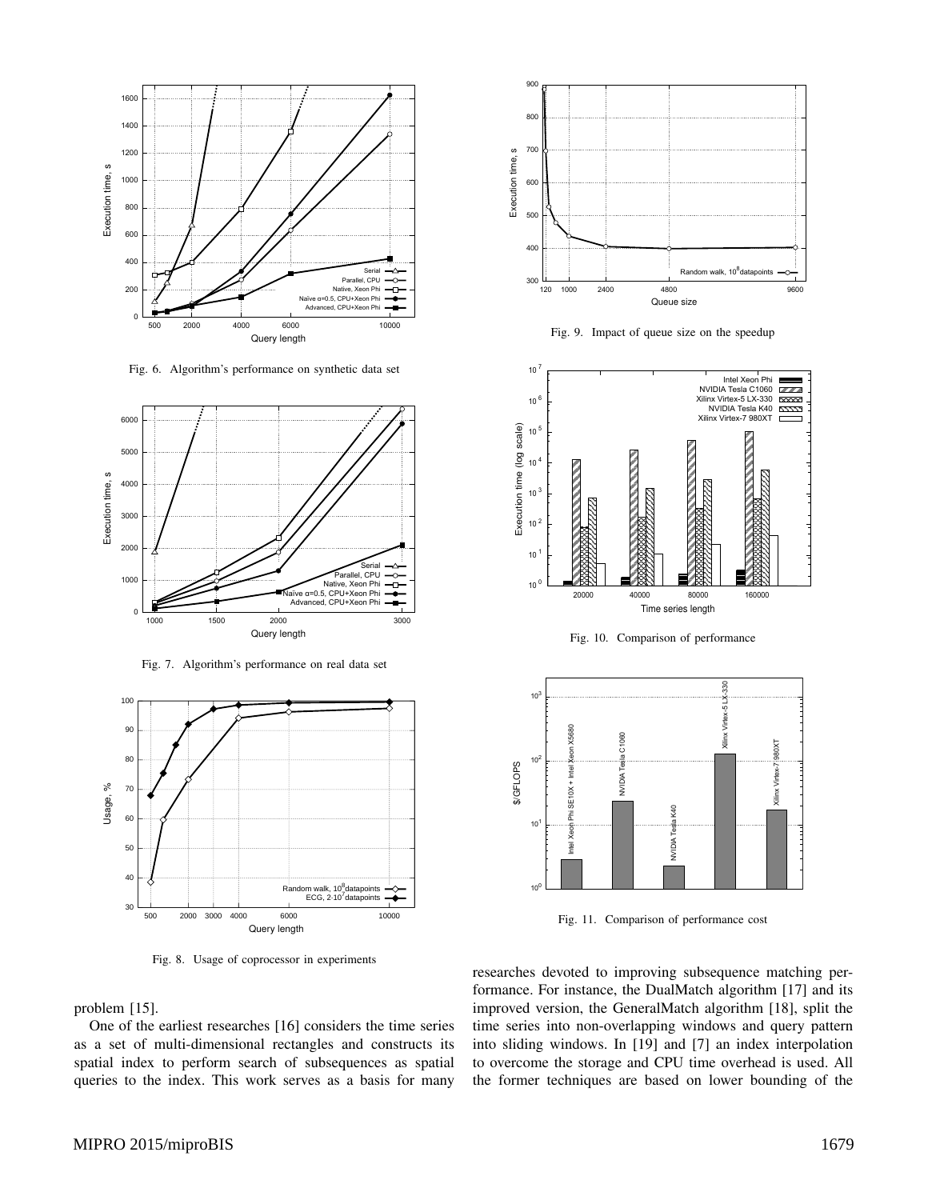Fig. 6. Algorithm's performance on synthetic data set

Fig. 7. Algorithm's performance on real data set

Fig. 8. Usage of coprocessor in experiments

Fig. 9. Impact of queue size on the speedup

Fig. 10. Comparison of performance

Fig. 11. Comparison of performance cost

problem [15].

One of the earliest researches [16] considers the time series as a set of multi-dimensional rectangles and constructs its spatial index to perform search of subsequences as spatial queries to the index. This work serves as a basis for many researches devoted to improving subsequence matching performance. For instance, the DualMatch algorithm [17] and its improved version, the GeneralMatch algorithm [18], split the time series into non-overlapping windows and query pattern into sliding windows. In [19] and [7] an index interpolation to overcome the storage and CPU time overhead is used. All the former techniques are based on lower bounding of the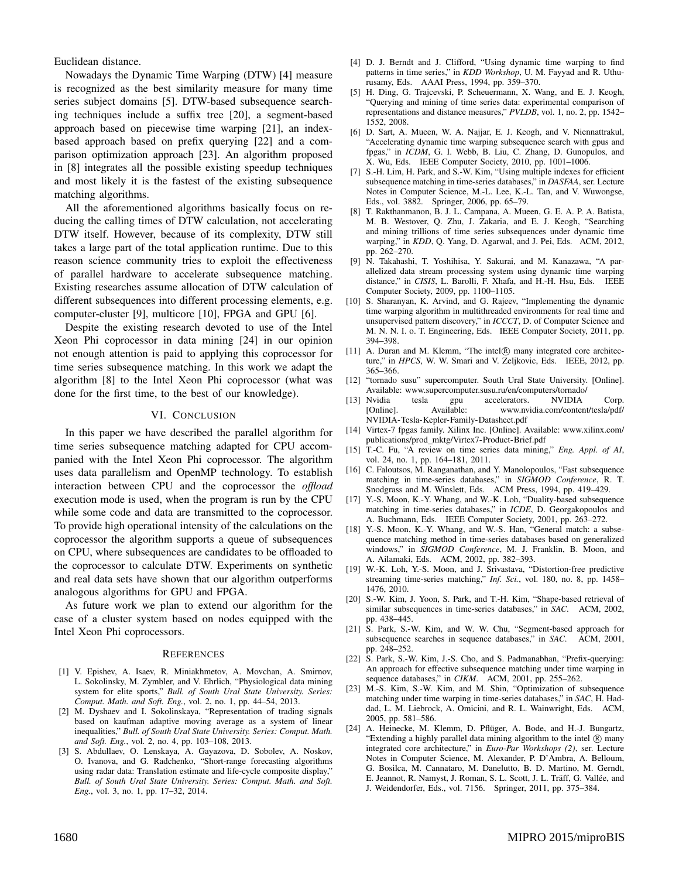Euclidean distance.

Nowadays the Dynamic Time Warping (DTW) [4] measure is recognized as the best similarity measure for many time series subject domains [5]. DTW-based subsequence searching techniques include a suffix tree [20], a segment-based approach based on piecewise time warping [21], an index-based approach based on prefix querying [22] and a comparison optimization approach [23]. An algorithm proposed in [8] integrates all the possible existing speedup techniques and most likely it is the fastest of the existing subsequence matching algorithms.

All the aforementioned algorithms basically focus on reducing the calling times of DTW calculation, not accelerating DTW itself. However, because of its complexity, DTW still takes a large part of the total application runtime. Due to this reason science community tries to exploit the effectiveness of parallel hardware to accelerate subsequence matching. Existing researches assume allocation of DTW calculation of different subsequences into different processing elements, e.g. computer-cluster [9], multicore [10], FPGA and GPU [6].

Despite the existing research devoted to use of the Intel Xeon Phi coprocessor in data mining [24] in our opinion not enough attention is paid to applying this coprocessor for time series subsequence matching. In this work we adapt the algorithm [8] to the Intel Xeon Phi coprocessor (what was done for the first time, to the best of our knowledge).

## VI. Conclusion

In this paper we have described the parallel algorithm for time series subsequence matching adapted for CPU accompanied with the Intel Xeon Phi coprocessor. The algorithm uses data parallelism and OpenMP technology. To establish interaction between CPU and the coprocessor the *offload* execution mode is used, when the program is run by the CPU while some code and data are transmitted to the coprocessor. To provide high operational intensity of the calculations on the coprocessor the algorithm supports a queue of subsequences on CPU, where subsequences are candidates to be offloaded to the coprocessor to calculate DTW. Experiments on synthetic and real data sets have shown that our algorithm outperforms analogous algorithms for GPU and FPGA.

As future work we plan to extend our algorithm for the case of a cluster system based on nodes equipped with the Intel Xeon Phi coprocessors.

## References

[1] V. Epishev, A. Isaev, R. Miniakhmetov, A. Movchan, A. Smirnov, L. Sokolinsky, M. Zymbler, and V. Ehrlich, "Physiological data mining system for elite sports," *Bull. of South Ural State University. Series: Comput. Math. and Soft. Eng.*, vol. 2, no. 1, pp. 44–54, 2013.

[2] M. Dyshaev and I. Sokolinskaya, "Representation of trading signals based on kaufman adaptive moving average as a system of linear inequalities," *Bull. of South Ural State University. Series: Comput. Math. and Soft. Eng.*, vol. 2, no. 4, pp. 103–108, 2013.

[3] S. Abdullaev, O. Lenskaya, A. Gayazova, D. Sobolev, A. Noskov, O. Ivanova, and G. Radchenko, "Short-range forecasting algorithms using radar data: Translation estimate and life-cycle composite display," *Bull. of South Ural State University. Series: Comput. Math. and Soft. Eng.*, vol. 3, no. 1, pp. 17–32, 2014.

[4] D. J. Berndt and J. Clifford, "Using dynamic time warping to find patterns in time series," in *KDD Workshop*, U. M. Fayyad and R. Uthurusamy, Eds. AAAI Press, 1994, pp. 359–370.

[5] H. Ding, G. Trajcevski, P. Scheuermann, X. Wang, and E. J. Keogh, "Querying and mining of time series data: experimental comparison of representations and distance measures," *PVLDB*, vol. 1, no. 2, pp. 1542–1552, 2008.

[6] D. Sart, A. Mueen, W. A. Najjar, E. J. Keogh, and V. Niennattrakul, "Accelerating dynamic time warping subsequence search with gpus and fpgas," in *ICDM*, G. I. Webb, B. Liu, C. Zhang, D. Gunopulos, and X. Wu, Eds. IEEE Computer Society, 2010, pp. 1001–1006.

[7] S.-H. Lim, H. Park, and S.-W. Kim, "Using multiple indexes for efficient subsequence matching in time-series databases," in *DASFAA*, ser. Lecture Notes in Computer Science, M.-L. Lee, K.-L. Tan, and V. Wuwongse, Eds., vol. 3882. Springer, 2006, pp. 65–79.

[8] T. Rakthanmanon, B. J. L. Campana, A. Mueen, G. E. A. P. A. Batista, M. B. Westover, Q. Zhu, J. Zakaria, and E. J. Keogh, "Searching and mining trillions of time series subsequences under dynamic time warping," in *KDD*, Q. Yang, D. Agarwal, and J. Pei, Eds. ACM, 2012, pp. 262–270.

[9] N. Takahashi, T. Yoshihisa, Y. Sakurai, and M. Kanazawa, "A parallelized data stream processing system using dynamic time warping distance," in *CISIS*, L. Barolli, F. Xhafa, and H.-H. Hsu, Eds. IEEE Computer Society, 2009, pp. 1100–1105.

[10] S. Sharanyan, K. Arvind, and G. Rajeev, "Implementing the dynamic time warping algorithm in multithreaded environments for real time and unsupervised pattern discovery," in *ICCCT*, D. of Computer Science and M. N. N. I. o. T. Engineering, Eds. IEEE Computer Society, 2011, pp. 394–398.

[11] A. Duran and M. Klemm, "The intel® many integrated core architecture," in *HPCS*, W. W. Smari and V. Zeljkovic, Eds. IEEE, 2012, pp. 365–366.

[12] "tornado susu" supercomputer. South Ural State University. [Online]. Available: www.supercomputer.susu.ru/en/computers/tornado/

[13] Nvidia tesla gpu accelerators. NVIDIA Corp. [Online]. Available: www.nvidia.com/content/tesla/pdf/NVIDIA-Tesla-Kepler-Family-Datasheet.pdf

[14] Virtex-7 fpgas family. Xilinx Inc. [Online]. Available: www.xilinx.com/publications/prod_mktg/Virtex7-Product-Brief.pdf

[15] T.-C. Fu, "A review on time series data mining," *Eng. Appl. of AI*, vol. 24, no. 1, pp. 164–181, 2011.

[16] C. Faloutsos, M. Ranganathan, and Y. Manolopoulos, "Fast subsequence matching in time-series databases," in *SIGMOD Conference*, R. T. Snodgrass and M. Winslett, Eds. ACM Press, 1994, pp. 419–429.

[17] Y.-S. Moon, K.-Y. Whang, and W.-K. Loh, "Duality-based subsequence matching in time-series databases," in *ICDE*, D. Georgakopoulos and A. Buchmann, Eds. IEEE Computer Society, 2001, pp. 263–272.

[18] Y.-S. Moon, K.-Y. Whang, and W.-S. Han, "General match: a subsequence matching method in time-series databases based on generalized windows," in *SIGMOD Conference*, M. J. Franklin, B. Moon, and A. Ailamaki, Eds. ACM, 2002, pp. 382–393.

[19] W.-K. Loh, Y.-S. Moon, and J. Srivastava, "Distortion-free predictive streaming time-series matching," *Inf. Sci.*, vol. 180, no. 8, pp. 1458–1476, 2010.

[20] S.-W. Kim, J. Yoon, S. Park, and T.-H. Kim, "Shape-based retrieval of similar subsequences in time-series databases," in *SAC*. ACM, 2002, pp. 438–445.

[21] S. Park, S.-W. Kim, and W. W. Chu, "Segment-based approach for subsequence searches in sequence databases," in *SAC*. ACM, 2001, pp. 248–252.

[22] S. Park, S.-W. Kim, J.-S. Cho, and S. Padmanabhan, "Prefix-querying: An approach for effective subsequence matching under time warping in sequence databases," in *CIKM*. ACM, 2001, pp. 255–262.

[23] M.-S. Kim, S.-W. Kim, and M. Shin, "Optimization of subsequence matching under time warping in time-series databases," in *SAC*, H. Haddad, L. M. Liebrock, A. Omicini, and R. L. Wainwright, Eds. ACM, 2005, pp. 581–586.

[24] A. Heinecke, M. Klemm, D. Pflüger, A. Bode, and H.-J. Bungartz, "Extending a highly parallel data mining algorithm to the intel ® many integrated core architecture," in *Euro-Par Workshops (2)*, ser. Lecture Notes in Computer Science, M. Alexander, P. D'Ambra, A. Belloum, G. Bosilca, M. Cannataro, M. Danelutto, B. D. Martino, M. Gerndt, E. Jeannot, R. Namyst, J. Roman, S. L. Scott, J. L. Träff, G. Vallée, and J. Weidendorfer, Eds., vol. 7156. Springer, 2011, pp. 375–384.